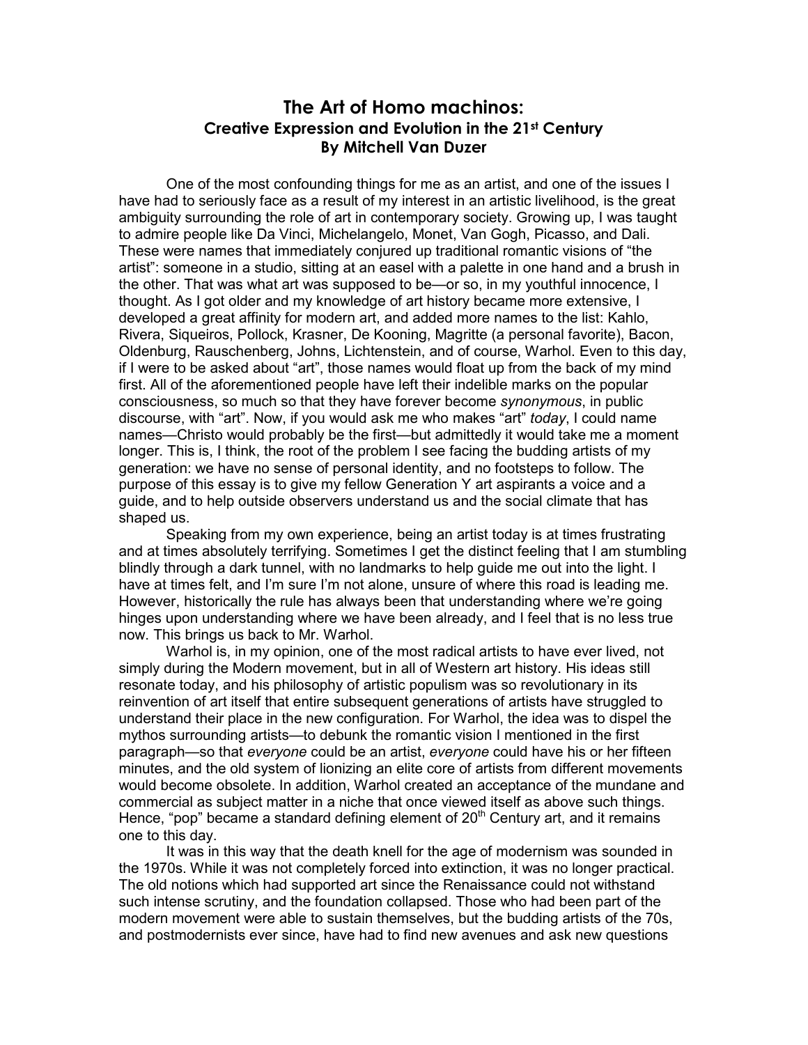# The Art of Homo machinos:

## Creative Expression and Evolution in the 21st Century

### By Mitchell Van Duzer

One of the most confounding things for me as an artist, and one of the issues I have had to seriously face as a result of my interest in an artistic livelihood, is the great ambiguity surrounding the role of art in contemporary society. Growing up, I was taught to admire people like Da Vinci, Michelangelo, Monet, Van Gogh, Picasso, and Dali. These were names that immediately conjured up traditional romantic visions of "the artist": someone in a studio, sitting at an easel with a palette in one hand and a brush in the other. That was what art was supposed to be—or so, in my youthful innocence, I thought. As I got older and my knowledge of art history became more extensive, I developed a great affinity for modern art, and added more names to the list: Kahlo, Rivera, Siqueiros, Pollock, Krasner, De Kooning, Magritte (a personal favorite), Bacon, Oldenburg, Rauschenberg, Johns, Lichtenstein, and of course, Warhol. Even to this day, if I were to be asked about "art", those names would float up from the back of my mind first. All of the aforementioned people have left their indelible marks on the popular consciousness, so much so that they have forever become *synonymous*, in public discourse, with "art". Now, if you would ask me who makes "art" *today*, I could name names—Christo would probably be the first—but admittedly it would take me a moment longer. This is, I think, the root of the problem I see facing the budding artists of my generation: we have no sense of personal identity, and no footsteps to follow. The purpose of this essay is to give my fellow Generation Y art aspirants a voice and a guide, and to help outside observers understand us and the social climate that has shaped us.

Speaking from my own experience, being an artist today is at times frustrating and at times absolutely terrifying. Sometimes I get the distinct feeling that I am stumbling blindly through a dark tunnel, with no landmarks to help guide me out into the light. I have at times felt, and I'm sure I'm not alone, unsure of where this road is leading me. However, historically the rule has always been that understanding where we're going hinges upon understanding where we have been already, and I feel that is no less true now. This brings us back to Mr. Warhol.

Warhol is, in my opinion, one of the most radical artists to have ever lived, not simply during the Modern movement, but in all of Western art history. His ideas still resonate today, and his philosophy of artistic populism was so revolutionary in its reinvention of art itself that entire subsequent generations of artists have struggled to understand their place in the new configuration. For Warhol, the idea was to dispel the mythos surrounding artists—to debunk the romantic vision I mentioned in the first paragraph—so that *everyone* could be an artist, *everyone* could have his or her fifteen minutes, and the old system of lionizing an elite core of artists from different movements would become obsolete. In addition, Warhol created an acceptance of the mundane and commercial as subject matter in a niche that once viewed itself as above such things. Hence, "pop" became a standard defining element of 20th Century art, and it remains one to this day.

It was in this way that the death knell for the age of modernism was sounded in the 1970s. While it was not completely forced into extinction, it was no longer practical. The old notions which had supported art since the Renaissance could not withstand such intense scrutiny, and the foundation collapsed. Those who had been part of the modern movement were able to sustain themselves, but the budding artists of the 70s, and postmodernists ever since, have had to find new avenues and ask new questions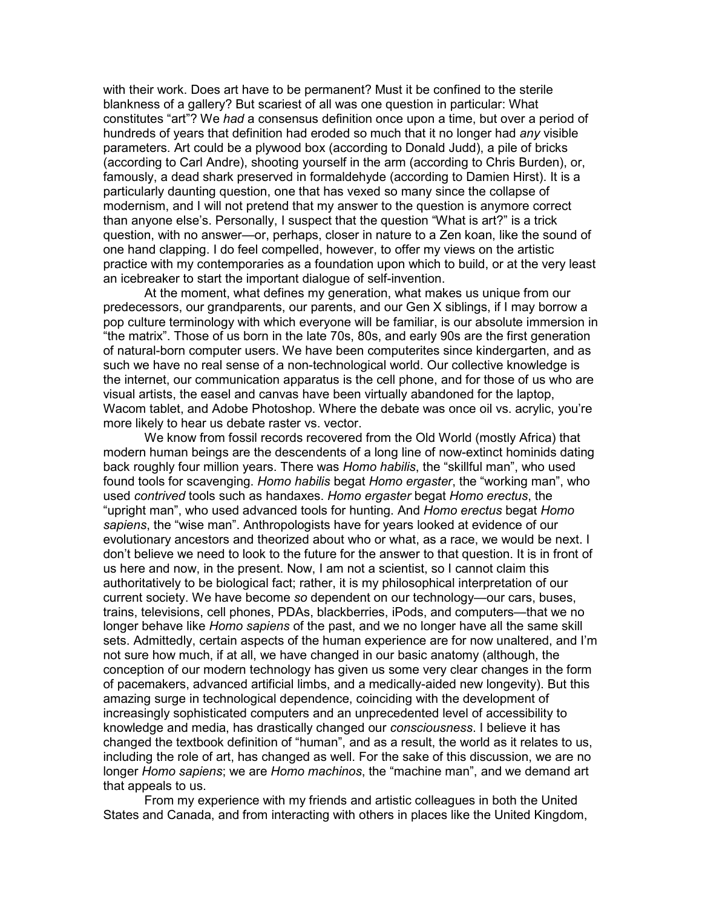with their work. Does art have to be permanent? Must it be confined to the sterile blankness of a gallery? But scariest of all was one question in particular: What constitutes "art"? We *had* a consensus definition once upon a time, but over a period of hundreds of years that definition had eroded so much that it no longer had *any* visible parameters. Art could be a plywood box (according to Donald Judd), a pile of bricks (according to Carl Andre), shooting yourself in the arm (according to Chris Burden), or, famously, a dead shark preserved in formaldehyde (according to Damien Hirst). It is a particularly daunting question, one that has vexed so many since the collapse of modernism, and I will not pretend that my answer to the question is anymore correct than anyone else's. Personally, I suspect that the question "What is art?" is a trick question, with no answer—or, perhaps, closer in nature to a Zen koan, like the sound of one hand clapping. I do feel compelled, however, to offer my views on the artistic practice with my contemporaries as a foundation upon which to build, or at the very least an icebreaker to start the important dialogue of self-invention.

At the moment, what defines my generation, what makes us unique from our predecessors, our grandparents, our parents, and our Gen X siblings, if I may borrow a pop culture terminology with which everyone will be familiar, is our absolute immersion in "the matrix". Those of us born in the late 70s, 80s, and early 90s are the first generation of natural-born computer users. We have been computerites since kindergarten, and as such we have no real sense of a non-technological world. Our collective knowledge is the internet, our communication apparatus is the cell phone, and for those of us who are visual artists, the easel and canvas have been virtually abandoned for the laptop, Wacom tablet, and Adobe Photoshop. Where the debate was once oil vs. acrylic, you're more likely to hear us debate raster vs. vector.

We know from fossil records recovered from the Old World (mostly Africa) that modern human beings are the descendents of a long line of now-extinct hominids dating back roughly four million years. There was *Homo habilis*, the "skillful man", who used found tools for scavenging. *Homo habilis* begat *Homo ergaster*, the "working man", who used *contrived* tools such as handaxes. *Homo ergaster* begat *Homo erectus*, the "upright man", who used advanced tools for hunting. And *Homo erectus* begat *Homo sapiens*, the "wise man". Anthropologists have for years looked at evidence of our evolutionary ancestors and theorized about who or what, as a race, we would be next. I don't believe we need to look to the future for the answer to that question. It is in front of us here and now, in the present. Now, I am not a scientist, so I cannot claim this authoritatively to be biological fact; rather, it is my philosophical interpretation of our current society. We have become *so* dependent on our technology—our cars, buses, trains, televisions, cell phones, PDAs, blackberries, iPods, and computers—that we no longer behave like *Homo sapiens* of the past, and we no longer have all the same skill sets. Admittedly, certain aspects of the human experience are for now unaltered, and I'm not sure how much, if at all, we have changed in our basic anatomy (although, the conception of our modern technology has given us some very clear changes in the form of pacemakers, advanced artificial limbs, and a medically-aided new longevity). But this amazing surge in technological dependence, coinciding with the development of increasingly sophisticated computers and an unprecedented level of accessibility to knowledge and media, has drastically changed our *consciousness*. I believe it has changed the textbook definition of "human", and as a result, the world as it relates to us, including the role of art, has changed as well. For the sake of this discussion, we are no longer *Homo sapiens*; we are *Homo machinos*, the "machine man", and we demand art that appeals to us.

From my experience with my friends and artistic colleagues in both the United States and Canada, and from interacting with others in places like the United Kingdom,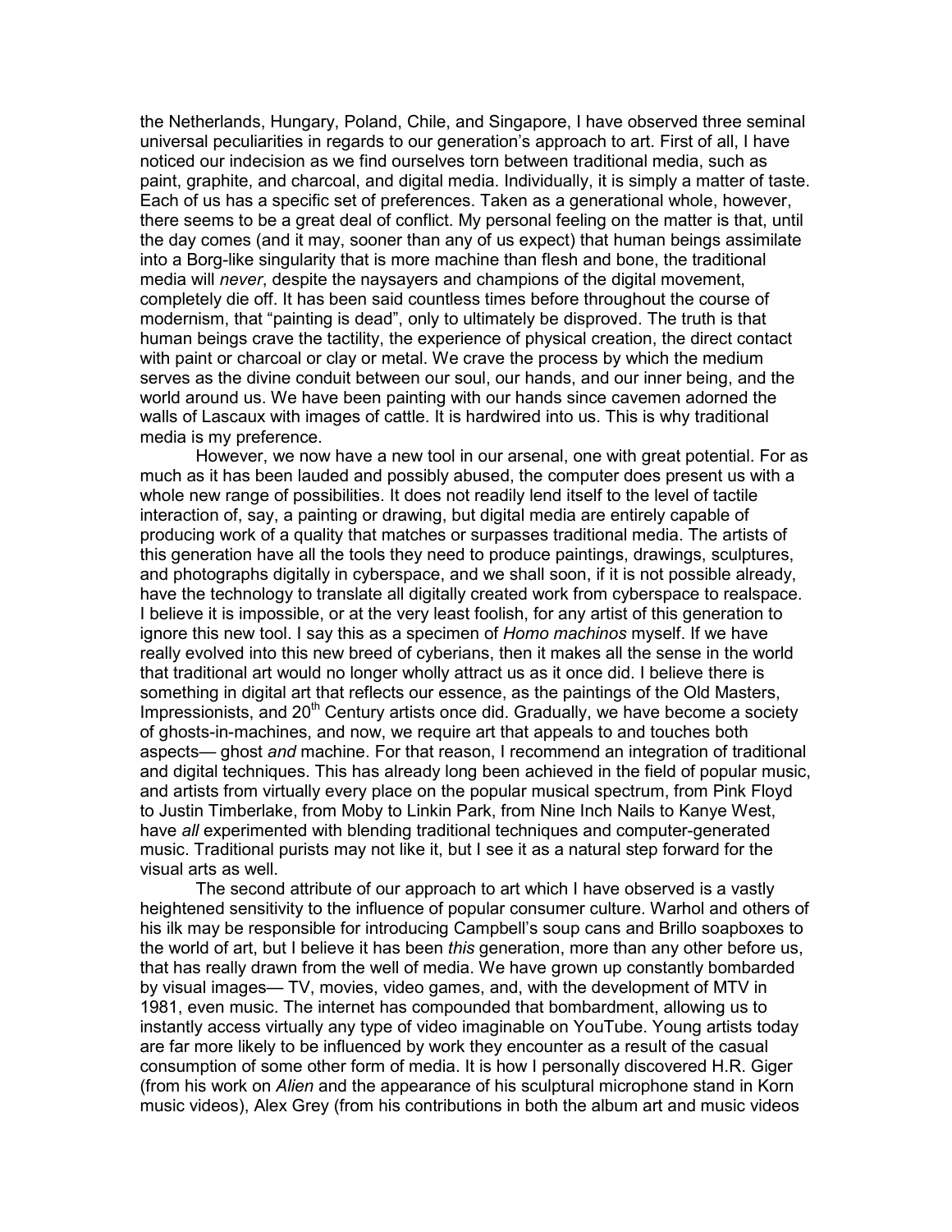the Netherlands, Hungary, Poland, Chile, and Singapore, I have observed three seminal universal peculiarities in regards to our generation's approach to art. First of all, I have noticed our indecision as we find ourselves torn between traditional media, such as paint, graphite, and charcoal, and digital media. Individually, it is simply a matter of taste. Each of us has a specific set of preferences. Taken as a generational whole, however, there seems to be a great deal of conflict. My personal feeling on the matter is that, until the day comes (and it may, sooner than any of us expect) that human beings assimilate into a Borg-like singularity that is more machine than flesh and bone, the traditional media will *never*, despite the naysayers and champions of the digital movement, completely die off. It has been said countless times before throughout the course of modernism, that "painting is dead", only to ultimately be disproved. The truth is that human beings crave the tactility, the experience of physical creation, the direct contact with paint or charcoal or clay or metal. We crave the process by which the medium serves as the divine conduit between our soul, our hands, and our inner being, and the world around us. We have been painting with our hands since cavemen adorned the walls of Lascaux with images of cattle. It is hardwired into us. This is why traditional media is my preference.

However, we now have a new tool in our arsenal, one with great potential. For as much as it has been lauded and possibly abused, the computer does present us with a whole new range of possibilities. It does not readily lend itself to the level of tactile interaction of, say, a painting or drawing, but digital media are entirely capable of producing work of a quality that matches or surpasses traditional media. The artists of this generation have all the tools they need to produce paintings, drawings, sculptures, and photographs digitally in cyberspace, and we shall soon, if it is not possible already, have the technology to translate all digitally created work from cyberspace to realspace. I believe it is impossible, or at the very least foolish, for any artist of this generation to ignore this new tool. I say this as a specimen of *Homo machinos* myself. If we have really evolved into this new breed of cyberians, then it makes all the sense in the world that traditional art would no longer wholly attract us as it once did. I believe there is something in digital art that reflects our essence, as the paintings of the Old Masters, Impressionists, and 20th Century artists once did. Gradually, we have become a society of ghosts-in-machines, and now, we require art that appeals to and touches both aspects— ghost *and* machine. For that reason, I recommend an integration of traditional and digital techniques. This has already long been achieved in the field of popular music, and artists from virtually every place on the popular musical spectrum, from Pink Floyd to Justin Timberlake, from Moby to Linkin Park, from Nine Inch Nails to Kanye West, have *all* experimented with blending traditional techniques and computer-generated music. Traditional purists may not like it, but I see it as a natural step forward for the visual arts as well.

The second attribute of our approach to art which I have observed is a vastly heightened sensitivity to the influence of popular consumer culture. Warhol and others of his ilk may be responsible for introducing Campbell's soup cans and Brillo soapboxes to the world of art, but I believe it has been *this* generation, more than any other before us, that has really drawn from the well of media. We have grown up constantly bombarded by visual images— TV, movies, video games, and, with the development of MTV in 1981, even music. The internet has compounded that bombardment, allowing us to instantly access virtually any type of video imaginable on YouTube. Young artists today are far more likely to be influenced by work they encounter as a result of the casual consumption of some other form of media. It is how I personally discovered H.R. Giger (from his work on *Alien* and the appearance of his sculptural microphone stand in Korn music videos), Alex Grey (from his contributions in both the album art and music videos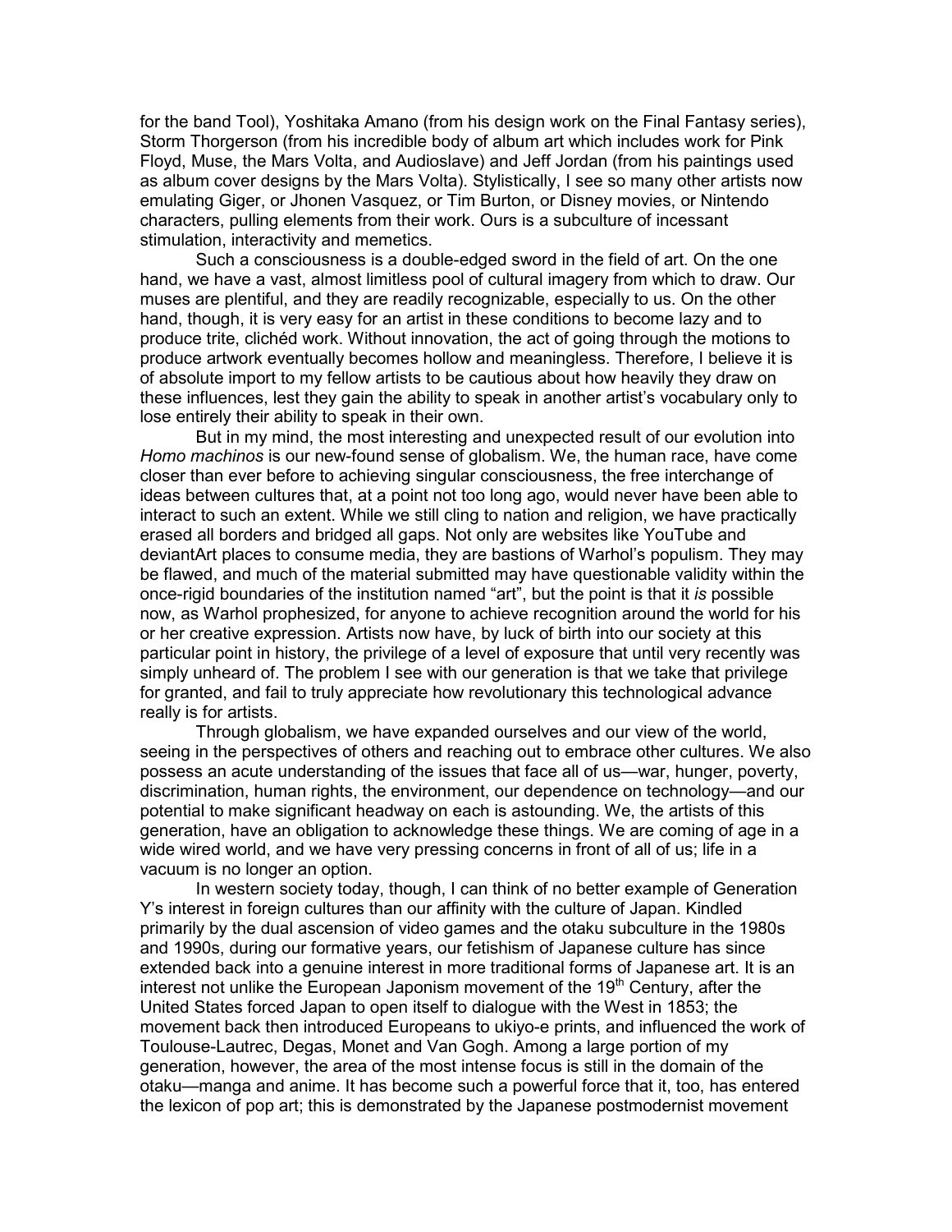for the band Tool), Yoshitaka Amano (from his design work on the Final Fantasy series), Storm Thorgerson (from his incredible body of album art which includes work for Pink Floyd, Muse, the Mars Volta, and Audioslave) and Jeff Jordan (from his paintings used as album cover designs by the Mars Volta). Stylistically, I see so many other artists now emulating Giger, or Jhonen Vasquez, or Tim Burton, or Disney movies, or Nintendo characters, pulling elements from their work. Ours is a subculture of incessant stimulation, interactivity and memetics.

Such a consciousness is a double-edged sword in the field of art. On the one hand, we have a vast, almost limitless pool of cultural imagery from which to draw. Our muses are plentiful, and they are readily recognizable, especially to us. On the other hand, though, it is very easy for an artist in these conditions to become lazy and to produce trite, clichéd work. Without innovation, the act of going through the motions to produce artwork eventually becomes hollow and meaningless. Therefore, I believe it is of absolute import to my fellow artists to be cautious about how heavily they draw on these influences, lest they gain the ability to speak in another artist's vocabulary only to lose entirely their ability to speak in their own.

But in my mind, the most interesting and unexpected result of our evolution into *Homo machinos* is our new-found sense of globalism. We, the human race, have come closer than ever before to achieving singular consciousness, the free interchange of ideas between cultures that, at a point not too long ago, would never have been able to interact to such an extent. While we still cling to nation and religion, we have practically erased all borders and bridged all gaps. Not only are websites like YouTube and deviantArt places to consume media, they are bastions of Warhol's populism. They may be flawed, and much of the material submitted may have questionable validity within the once-rigid boundaries of the institution named "art", but the point is that it *is* possible now, as Warhol prophesized, for anyone to achieve recognition around the world for his or her creative expression. Artists now have, by luck of birth into our society at this particular point in history, the privilege of a level of exposure that until very recently was simply unheard of. The problem I see with our generation is that we take that privilege for granted, and fail to truly appreciate how revolutionary this technological advance really is for artists.

Through globalism, we have expanded ourselves and our view of the world, seeing in the perspectives of others and reaching out to embrace other cultures. We also possess an acute understanding of the issues that face all of us—war, hunger, poverty, discrimination, human rights, the environment, our dependence on technology—and our potential to make significant headway on each is astounding. We, the artists of this generation, have an obligation to acknowledge these things. We are coming of age in a wide wired world, and we have very pressing concerns in front of all of us; life in a vacuum is no longer an option.

In western society today, though, I can think of no better example of Generation Y's interest in foreign cultures than our affinity with the culture of Japan. Kindled primarily by the dual ascension of video games and the otaku subculture in the 1980s and 1990s, during our formative years, our fetishism of Japanese culture has since extended back into a genuine interest in more traditional forms of Japanese art. It is an interest not unlike the European Japonism movement of the 19th Century, after the United States forced Japan to open itself to dialogue with the West in 1853; the movement back then introduced Europeans to ukiyo-e prints, and influenced the work of Toulouse-Lautrec, Degas, Monet and Van Gogh. Among a large portion of my generation, however, the area of the most intense focus is still in the domain of the otaku—manga and anime. It has become such a powerful force that it, too, has entered the lexicon of pop art; this is demonstrated by the Japanese postmodernist movement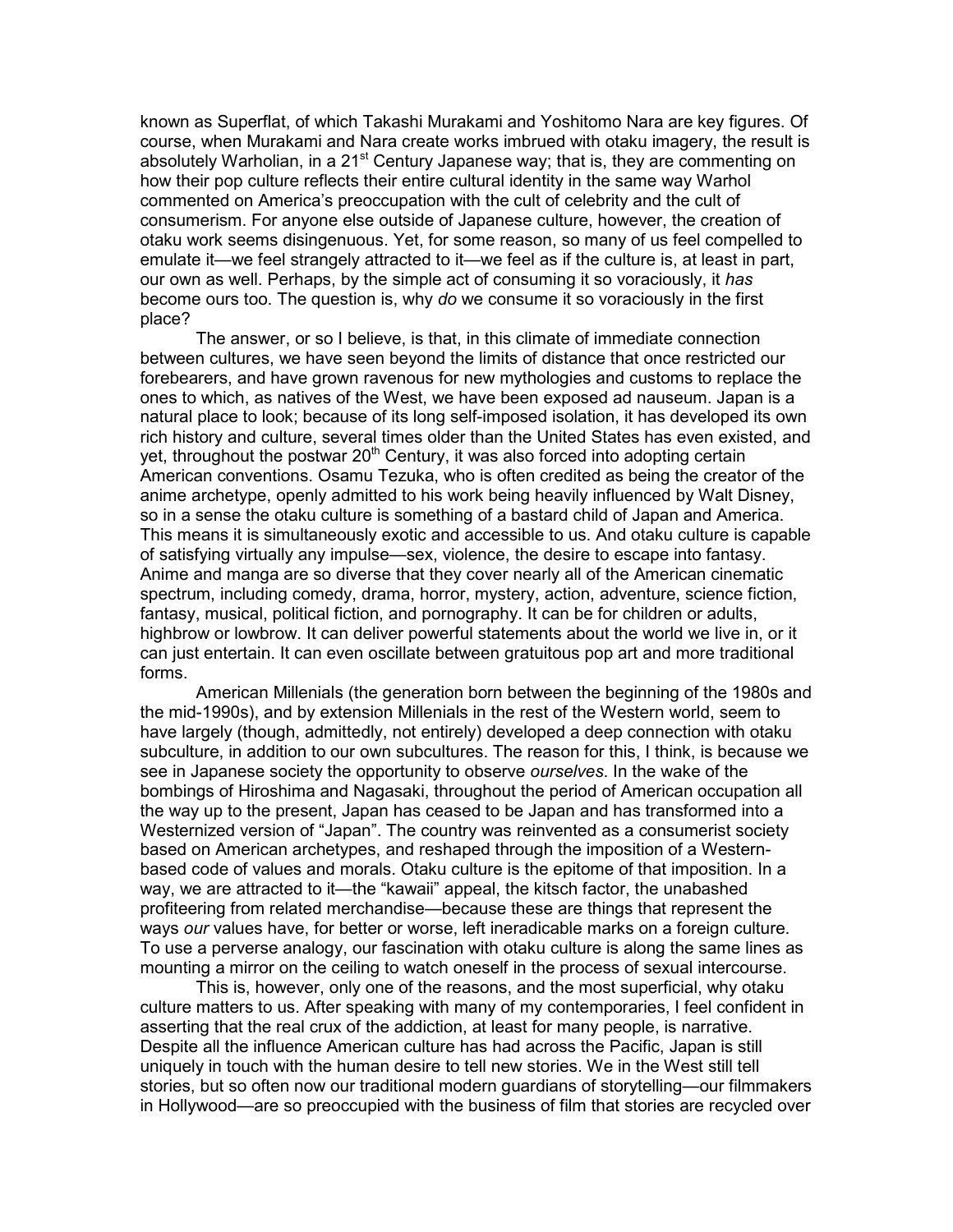known as Superflat, of which Takashi Murakami and Yoshitomo Nara are key figures. Of course, when Murakami and Nara create works imbrued with otaku imagery, the result is absolutely Warholian, in a 21st Century Japanese way; that is, they are commenting on how their pop culture reflects their entire cultural identity in the same way Warhol commented on America's preoccupation with the cult of celebrity and the cult of consumerism. For anyone else outside of Japanese culture, however, the creation of otaku work seems disingenuous. Yet, for some reason, so many of us feel compelled to emulate it—we feel strangely attracted to it—we feel as if the culture is, at least in part, our own as well. Perhaps, by the simple act of consuming it so voraciously, it *has* become ours too. The question is, why *do* we consume it so voraciously in the first place?

The answer, or so I believe, is that, in this climate of immediate connection between cultures, we have seen beyond the limits of distance that once restricted our forebearers, and have grown ravenous for new mythologies and customs to replace the ones to which, as natives of the West, we have been exposed ad nauseum. Japan is a natural place to look; because of its long self-imposed isolation, it has developed its own rich history and culture, several times older than the United States has even existed, and yet, throughout the postwar 20th Century, it was also forced into adopting certain American conventions. Osamu Tezuka, who is often credited as being the creator of the anime archetype, openly admitted to his work being heavily influenced by Walt Disney, so in a sense the otaku culture is something of a bastard child of Japan and America. This means it is simultaneously exotic and accessible to us. And otaku culture is capable of satisfying virtually any impulse—sex, violence, the desire to escape into fantasy. Anime and manga are so diverse that they cover nearly all of the American cinematic spectrum, including comedy, drama, horror, mystery, action, adventure, science fiction, fantasy, musical, political fiction, and pornography. It can be for children or adults, highbrow or lowbrow. It can deliver powerful statements about the world we live in, or it can just entertain. It can even oscillate between gratuitous pop art and more traditional forms.

American Millenials (the generation born between the beginning of the 1980s and the mid-1990s), and by extension Millenials in the rest of the Western world, seem to have largely (though, admittedly, not entirely) developed a deep connection with otaku subculture, in addition to our own subcultures. The reason for this, I think, is because we see in Japanese society the opportunity to observe *ourselves*. In the wake of the bombings of Hiroshima and Nagasaki, throughout the period of American occupation all the way up to the present, Japan has ceased to be Japan and has transformed into a Westernized version of "Japan". The country was reinvented as a consumerist society based on American archetypes, and reshaped through the imposition of a Western-based code of values and morals. Otaku culture is the epitome of that imposition. In a way, we are attracted to it—the "kawaii" appeal, the kitsch factor, the unabashed profiteering from related merchandise—because these are things that represent the ways *our* values have, for better or worse, left ineradicable marks on a foreign culture. To use a perverse analogy, our fascination with otaku culture is along the same lines as mounting a mirror on the ceiling to watch oneself in the process of sexual intercourse.

This is, however, only one of the reasons, and the most superficial, why otaku culture matters to us. After speaking with many of my contemporaries, I feel confident in asserting that the real crux of the addiction, at least for many people, is narrative. Despite all the influence American culture has had across the Pacific, Japan is still uniquely in touch with the human desire to tell new stories. We in the West still tell stories, but so often now our traditional modern guardians of storytelling—our filmmakers in Hollywood—are so preoccupied with the business of film that stories are recycled over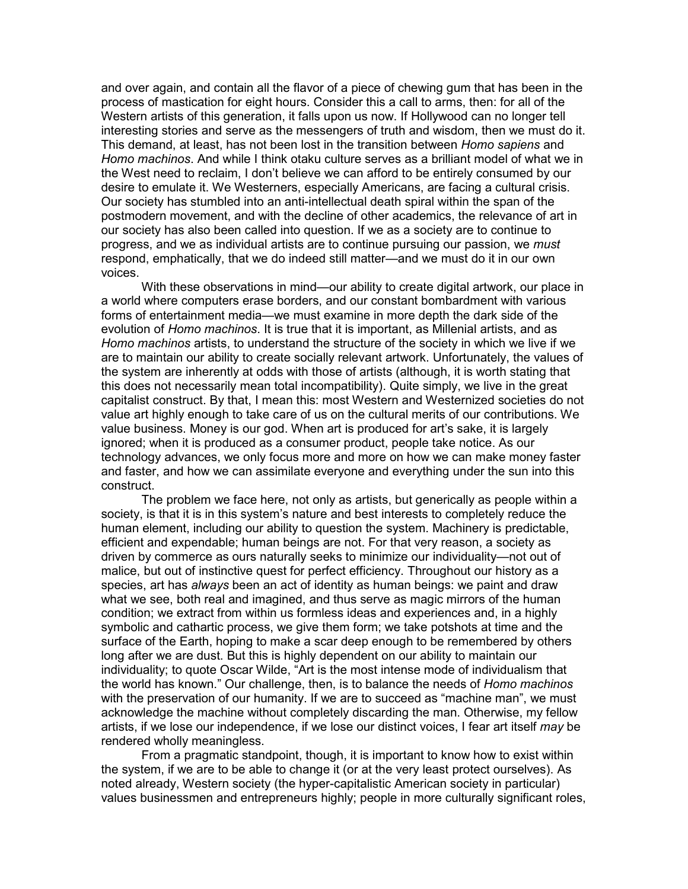and over again, and contain all the flavor of a piece of chewing gum that has been in the process of mastication for eight hours. Consider this a call to arms, then: for all of the Western artists of this generation, it falls upon us now. If Hollywood can no longer tell interesting stories and serve as the messengers of truth and wisdom, then we must do it. This demand, at least, has not been lost in the transition between *Homo sapiens* and *Homo machinos*. And while I think otaku culture serves as a brilliant model of what we in the West need to reclaim, I don't believe we can afford to be entirely consumed by our desire to emulate it. We Westerners, especially Americans, are facing a cultural crisis. Our society has stumbled into an anti-intellectual death spiral within the span of the postmodern movement, and with the decline of other academics, the relevance of art in our society has also been called into question. If we as a society are to continue to progress, and we as individual artists are to continue pursuing our passion, we *must* respond, emphatically, that we do indeed still matter—and we must do it in our own voices.

With these observations in mind—our ability to create digital artwork, our place in a world where computers erase borders, and our constant bombardment with various forms of entertainment media—we must examine in more depth the dark side of the evolution of *Homo machinos*. It is true that it is important, as Millenial artists, and as *Homo machinos* artists, to understand the structure of the society in which we live if we are to maintain our ability to create socially relevant artwork. Unfortunately, the values of the system are inherently at odds with those of artists (although, it is worth stating that this does not necessarily mean total incompatibility). Quite simply, we live in the great capitalist construct. By that, I mean this: most Western and Westernized societies do not value art highly enough to take care of us on the cultural merits of our contributions. We value business. Money is our god. When art is produced for art's sake, it is largely ignored; when it is produced as a consumer product, people take notice. As our technology advances, we only focus more and more on how we can make money faster and faster, and how we can assimilate everyone and everything under the sun into this construct.

The problem we face here, not only as artists, but generically as people within a society, is that it is in this system's nature and best interests to completely reduce the human element, including our ability to question the system. Machinery is predictable, efficient and expendable; human beings are not. For that very reason, a society as driven by commerce as ours naturally seeks to minimize our individuality—not out of malice, but out of instinctive quest for perfect efficiency. Throughout our history as a species, art has *always* been an act of identity as human beings: we paint and draw what we see, both real and imagined, and thus serve as magic mirrors of the human condition; we extract from within us formless ideas and experiences and, in a highly symbolic and cathartic process, we give them form; we take potshots at time and the surface of the Earth, hoping to make a scar deep enough to be remembered by others long after we are dust. But this is highly dependent on our ability to maintain our individuality; to quote Oscar Wilde, "Art is the most intense mode of individualism that the world has known." Our challenge, then, is to balance the needs of *Homo machinos* with the preservation of our humanity. If we are to succeed as "machine man", we must acknowledge the machine without completely discarding the man. Otherwise, my fellow artists, if we lose our independence, if we lose our distinct voices, I fear art itself *may* be rendered wholly meaningless.

From a pragmatic standpoint, though, it is important to know how to exist within the system, if we are to be able to change it (or at the very least protect ourselves). As noted already, Western society (the hyper-capitalistic American society in particular) values businessmen and entrepreneurs highly; people in more culturally significant roles,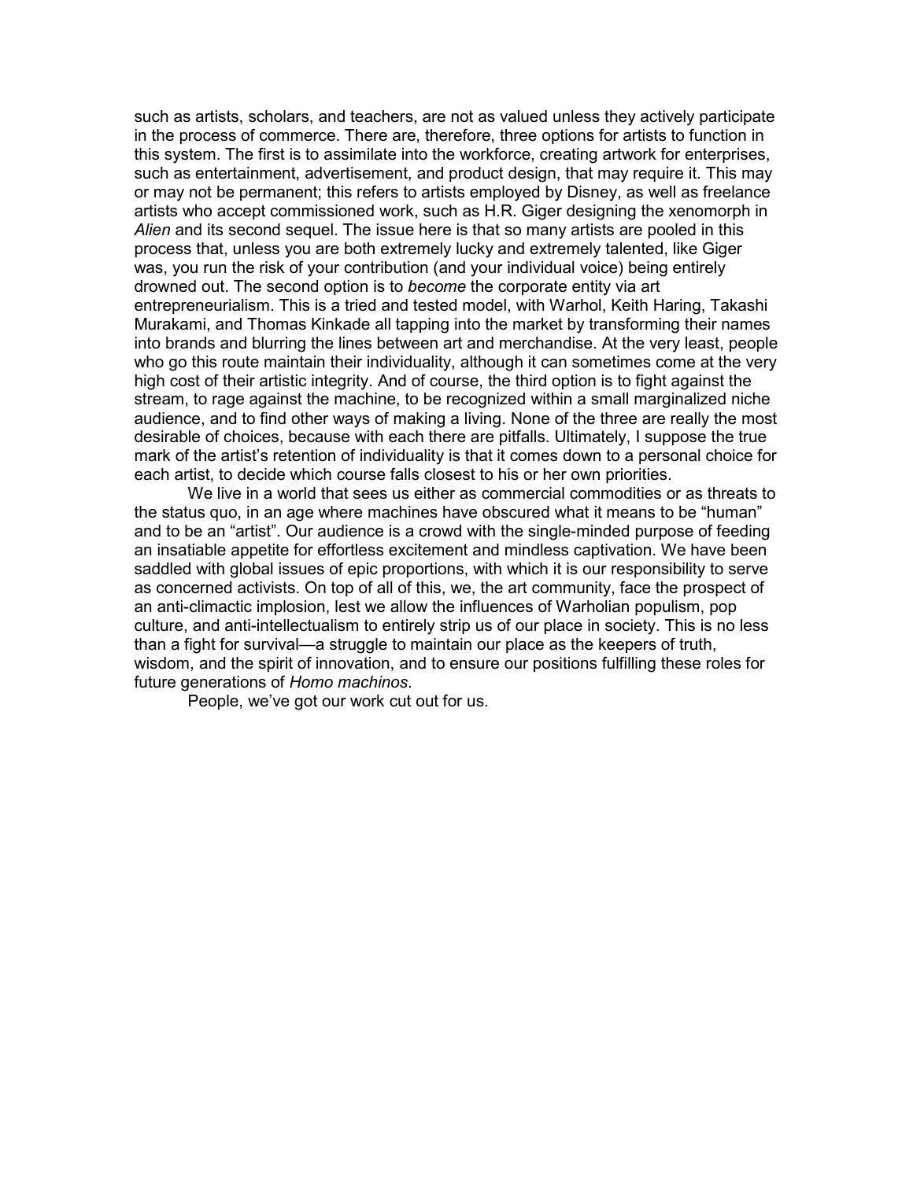such as artists, scholars, and teachers, are not as valued unless they actively participate in the process of commerce. There are, therefore, three options for artists to function in this system. The first is to assimilate into the workforce, creating artwork for enterprises, such as entertainment, advertisement, and product design, that may require it. This may or may not be permanent; this refers to artists employed by Disney, as well as freelance artists who accept commissioned work, such as H.R. Giger designing the xenomorph in *Alien* and its second sequel. The issue here is that so many artists are pooled in this process that, unless you are both extremely lucky and extremely talented, like Giger was, you run the risk of your contribution (and your individual voice) being entirely drowned out. The second option is to *become* the corporate entity via art entrepreneurialism. This is a tried and tested model, with Warhol, Keith Haring, Takashi Murakami, and Thomas Kinkade all tapping into the market by transforming their names into brands and blurring the lines between art and merchandise. At the very least, people who go this route maintain their individuality, although it can sometimes come at the very high cost of their artistic integrity. And of course, the third option is to fight against the stream, to rage against the machine, to be recognized within a small marginalized niche audience, and to find other ways of making a living. None of the three are really the most desirable of choices, because with each there are pitfalls. Ultimately, I suppose the true mark of the artist's retention of individuality is that it comes down to a personal choice for each artist, to decide which course falls closest to his or her own priorities.

We live in a world that sees us either as commercial commodities or as threats to the status quo, in an age where machines have obscured what it means to be "human" and to be an "artist". Our audience is a crowd with the single-minded purpose of feeding an insatiable appetite for effortless excitement and mindless captivation. We have been saddled with global issues of epic proportions, with which it is our responsibility to serve as concerned activists. On top of all of this, we, the art community, face the prospect of an anti-climactic implosion, lest we allow the influences of Warholian populism, pop culture, and anti-intellectualism to entirely strip us of our place in society. This is no less than a fight for survival—a struggle to maintain our place as the keepers of truth, wisdom, and the spirit of innovation, and to ensure our positions fulfilling these roles for future generations of *Homo machinos*.

People, we've got our work cut out for us.